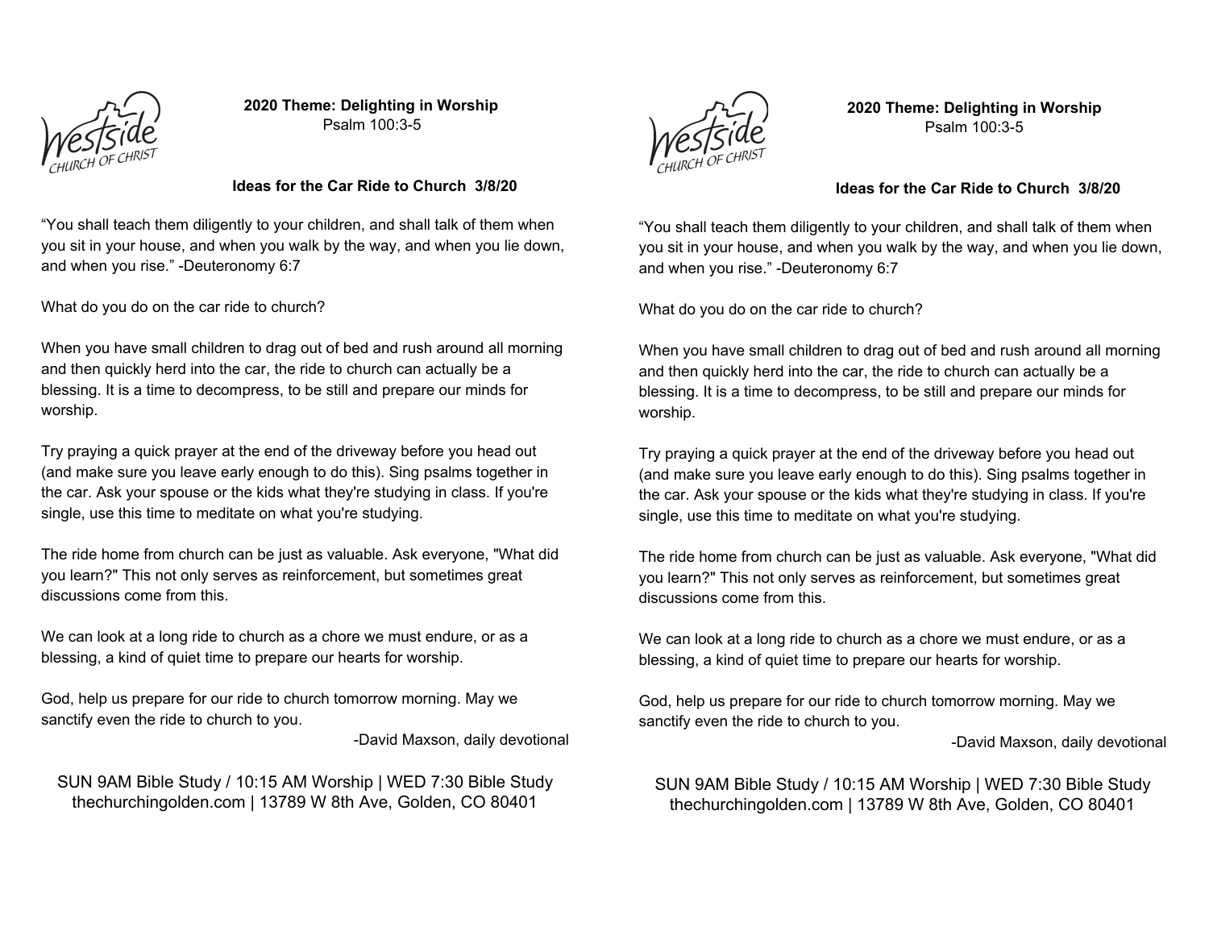Westside
CHURCH OF CHRIST

**2020 Theme: Delighting in Worship**
Psalm 100:3-5

**Ideas for the Car Ride to Church 3/8/20**

“You shall teach them diligently to your children, and shall talk of them when you sit in your house, and when you walk by the way, and when you lie down, and when you rise.” -Deuteronomy 6:7

What do you do on the car ride to church?

When you have small children to drag out of bed and rush around all morning and then quickly herd into the car, the ride to church can actually be a blessing. It is a time to decompress, to be still and prepare our minds for worship.

Try praying a quick prayer at the end of the driveway before you head out (and make sure you leave early enough to do this). Sing psalms together in the car. Ask your spouse or the kids what they're studying in class. If you're single, use this time to meditate on what you're studying.

The ride home from church can be just as valuable. Ask everyone, "What did you learn?" This not only serves as reinforcement, but sometimes great discussions come from this.

We can look at a long ride to church as a chore we must endure, or as a blessing, a kind of quiet time to prepare our hearts for worship.

God, help us prepare for our ride to church tomorrow morning. May we sanctify even the ride to church to you.

-David Maxson, daily devotional

SUN 9AM Bible Study / 10:15 AM Worship | WED 7:30 Bible Study
thechurchingolden.com | 13789 W 8th Ave, Golden, CO 80401

Westside
CHURCH OF CHRIST

**2020 Theme: Delighting in Worship**
Psalm 100:3-5

**Ideas for the Car Ride to Church 3/8/20**

“You shall teach them diligently to your children, and shall talk of them when you sit in your house, and when you walk by the way, and when you lie down, and when you rise.” -Deuteronomy 6:7

What do you do on the car ride to church?

When you have small children to drag out of bed and rush around all morning and then quickly herd into the car, the ride to church can actually be a blessing. It is a time to decompress, to be still and prepare our minds for worship.

Try praying a quick prayer at the end of the driveway before you head out (and make sure you leave early enough to do this). Sing psalms together in the car. Ask your spouse or the kids what they're studying in class. If you're single, use this time to meditate on what you're studying.

The ride home from church can be just as valuable. Ask everyone, "What did you learn?" This not only serves as reinforcement, but sometimes great discussions come from this.

We can look at a long ride to church as a chore we must endure, or as a blessing, a kind of quiet time to prepare our hearts for worship.

God, help us prepare for our ride to church tomorrow morning. May we sanctify even the ride to church to you.

-David Maxson, daily devotional

SUN 9AM Bible Study / 10:15 AM Worship | WED 7:30 Bible Study
thechurchingolden.com | 13789 W 8th Ave, Golden, CO 80401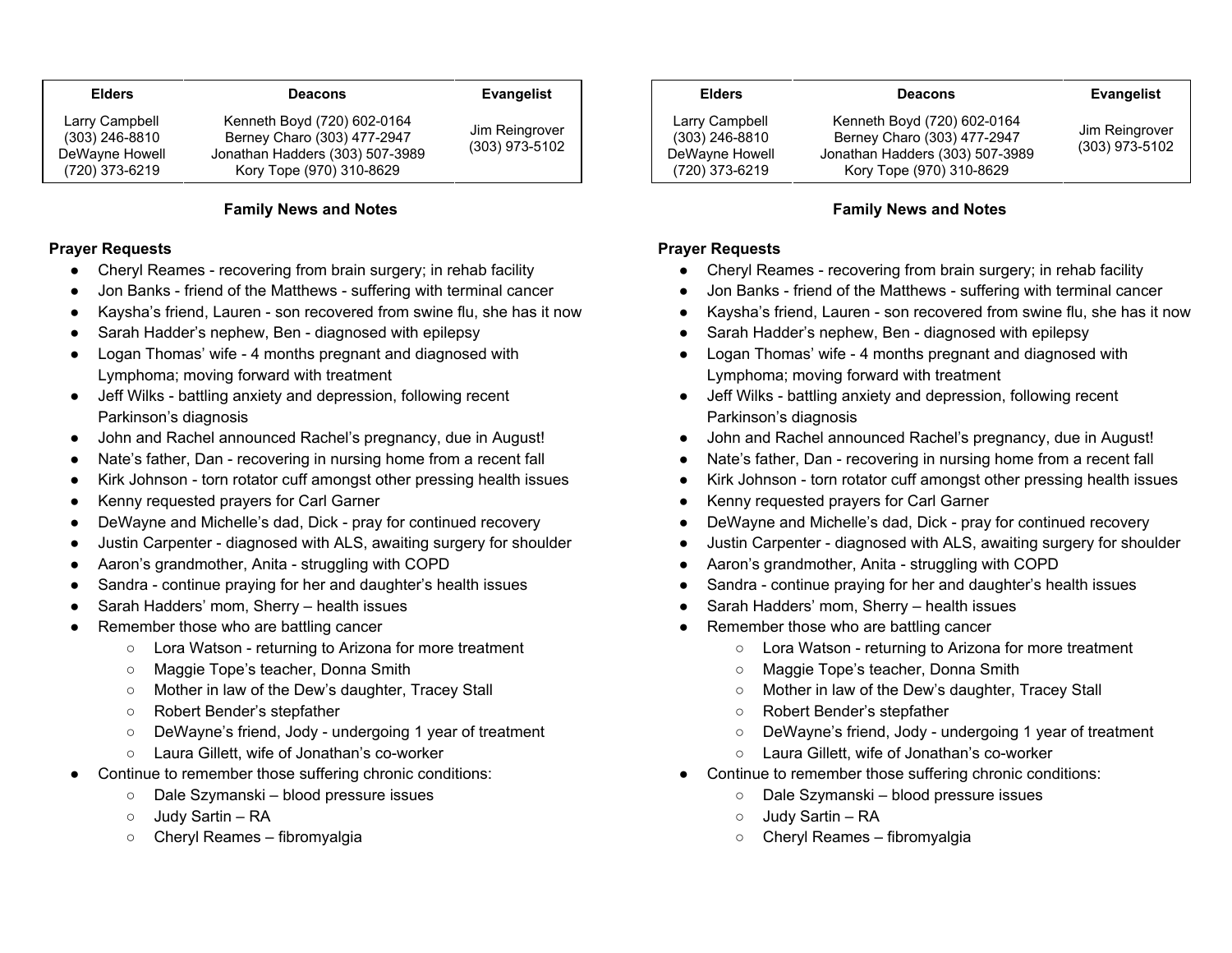| Elders | Deacons | Evangelist |
|---|---|---|
| Larry Campbell (303) 246-8810 DeWayne Howell (720) 373-6219 | Kenneth Boyd (720) 602-0164 Berney Charo (303) 477-2947 Jonathan Hadders (303) 507-3989 Kory Tope (970) 310-8629 | Jim Reingrover (303) 973-5102 |

**Family News and Notes**

**Prayer Requests**

- Cheryl Reames - recovering from brain surgery; in rehab facility
- Jon Banks - friend of the Matthews - suffering with terminal cancer
- Kaysha's friend, Lauren - son recovered from swine flu, she has it now
- Sarah Hadder's nephew, Ben - diagnosed with epilepsy
- Logan Thomas' wife - 4 months pregnant and diagnosed with Lymphoma; moving forward with treatment
- Jeff Wilks - battling anxiety and depression, following recent Parkinson's diagnosis
- John and Rachel announced Rachel's pregnancy, due in August!
- Nate's father, Dan - recovering in nursing home from a recent fall
- Kirk Johnson - torn rotator cuff amongst other pressing health issues
- Kenny requested prayers for Carl Garner
- DeWayne and Michelle's dad, Dick - pray for continued recovery
- Justin Carpenter - diagnosed with ALS, awaiting surgery for shoulder
- Aaron's grandmother, Anita - struggling with COPD
- Sandra - continue praying for her and daughter's health issues
- Sarah Hadders' mom, Sherry – health issues
- Remember those who are battling cancer
  - Lora Watson - returning to Arizona for more treatment
  - Maggie Tope's teacher, Donna Smith
  - Mother in law of the Dew's daughter, Tracey Stall
  - Robert Bender's stepfather
  - DeWayne's friend, Jody - undergoing 1 year of treatment
  - Laura Gillett, wife of Jonathan's co-worker
- Continue to remember those suffering chronic conditions:
  - Dale Szymanski – blood pressure issues
  - Judy Sartin – RA
  - Cheryl Reames – fibromyalgia

| Elders | Deacons | Evangelist |
|---|---|---|
| Larry Campbell (303) 246-8810 DeWayne Howell (720) 373-6219 | Kenneth Boyd (720) 602-0164 Berney Charo (303) 477-2947 Jonathan Hadders (303) 507-3989 Kory Tope (970) 310-8629 | Jim Reingrover (303) 973-5102 |

**Family News and Notes**

**Prayer Requests**

- Cheryl Reames - recovering from brain surgery; in rehab facility
- Jon Banks - friend of the Matthews - suffering with terminal cancer
- Kaysha's friend, Lauren - son recovered from swine flu, she has it now
- Sarah Hadder's nephew, Ben - diagnosed with epilepsy
- Logan Thomas' wife - 4 months pregnant and diagnosed with Lymphoma; moving forward with treatment
- Jeff Wilks - battling anxiety and depression, following recent Parkinson's diagnosis
- John and Rachel announced Rachel's pregnancy, due in August!
- Nate's father, Dan - recovering in nursing home from a recent fall
- Kirk Johnson - torn rotator cuff amongst other pressing health issues
- Kenny requested prayers for Carl Garner
- DeWayne and Michelle's dad, Dick - pray for continued recovery
- Justin Carpenter - diagnosed with ALS, awaiting surgery for shoulder
- Aaron's grandmother, Anita - struggling with COPD
- Sandra - continue praying for her and daughter's health issues
- Sarah Hadders' mom, Sherry – health issues
- Remember those who are battling cancer
  - Lora Watson - returning to Arizona for more treatment
  - Maggie Tope's teacher, Donna Smith
  - Mother in law of the Dew's daughter, Tracey Stall
  - Robert Bender's stepfather
  - DeWayne's friend, Jody - undergoing 1 year of treatment
  - Laura Gillett, wife of Jonathan's co-worker
- Continue to remember those suffering chronic conditions:
  - Dale Szymanski – blood pressure issues
  - Judy Sartin – RA
  - Cheryl Reames – fibromyalgia